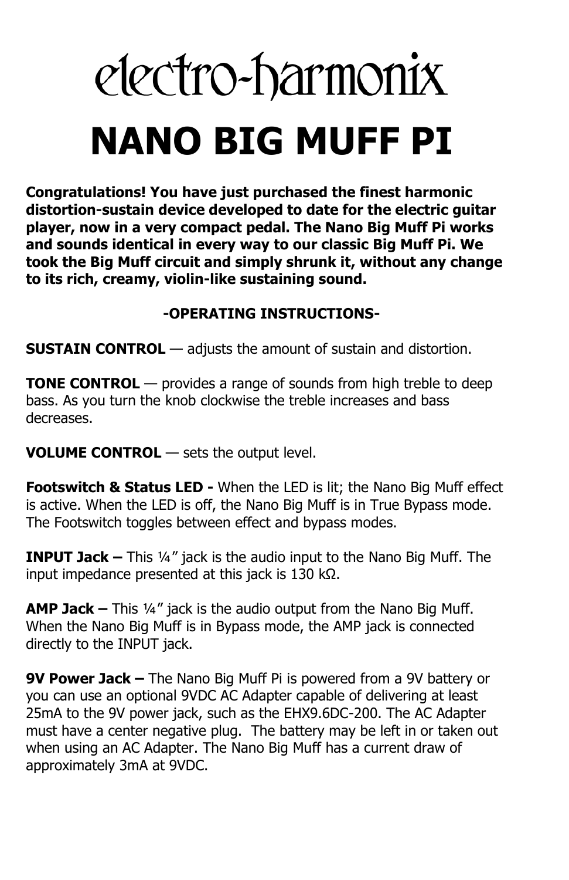# electro-harmonix

# NANO BIG MUFF PI

**Congratulations! You have just purchased the finest harmonic distortion-sustain device developed to date for the electric guitar player, now in a very compact pedal. The Nano Big Muff Pi works and sounds identical in every way to our classic Big Muff Pi. We took the Big Muff circuit and simply shrunk it, without any change to its rich, creamy, violin-like sustaining sound.**

**-OPERATING INSTRUCTIONS-**

**SUSTAIN CONTROL** — adjusts the amount of sustain and distortion.

**TONE CONTROL** — provides a range of sounds from high treble to deep bass. As you turn the knob clockwise the treble increases and bass decreases.

**VOLUME CONTROL** — sets the output level.

**Footswitch & Status LED -** When the LED is lit; the Nano Big Muff effect is active. When the LED is off, the Nano Big Muff is in True Bypass mode. The Footswitch toggles between effect and bypass modes.

**INPUT Jack –** This ¼” jack is the audio input to the Nano Big Muff. The input impedance presented at this jack is 130 kΩ.

**AMP Jack –** This ¼” jack is the audio output from the Nano Big Muff. When the Nano Big Muff is in Bypass mode, the AMP jack is connected directly to the INPUT jack.

**9V Power Jack –** The Nano Big Muff Pi is powered from a 9V battery or you can use an optional 9VDC AC Adapter capable of delivering at least 25mA to the 9V power jack, such as the EHX9.6DC-200. The AC Adapter must have a center negative plug. The battery may be left in or taken out when using an AC Adapter. The Nano Big Muff has a current draw of approximately 3mA at 9VDC.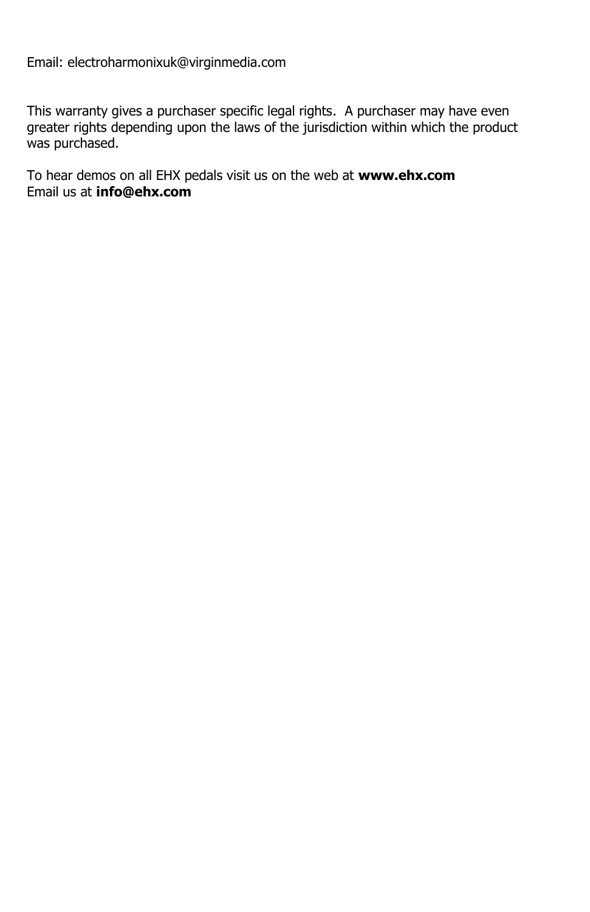Email: electroharmonixuk@virginmedia.com

This warranty gives a purchaser specific legal rights. A purchaser may have even greater rights depending upon the laws of the jurisdiction within which the product was purchased.

To hear demos on all EHX pedals visit us on the web at **www.ehx.com**
Email us at **info@ehx.com**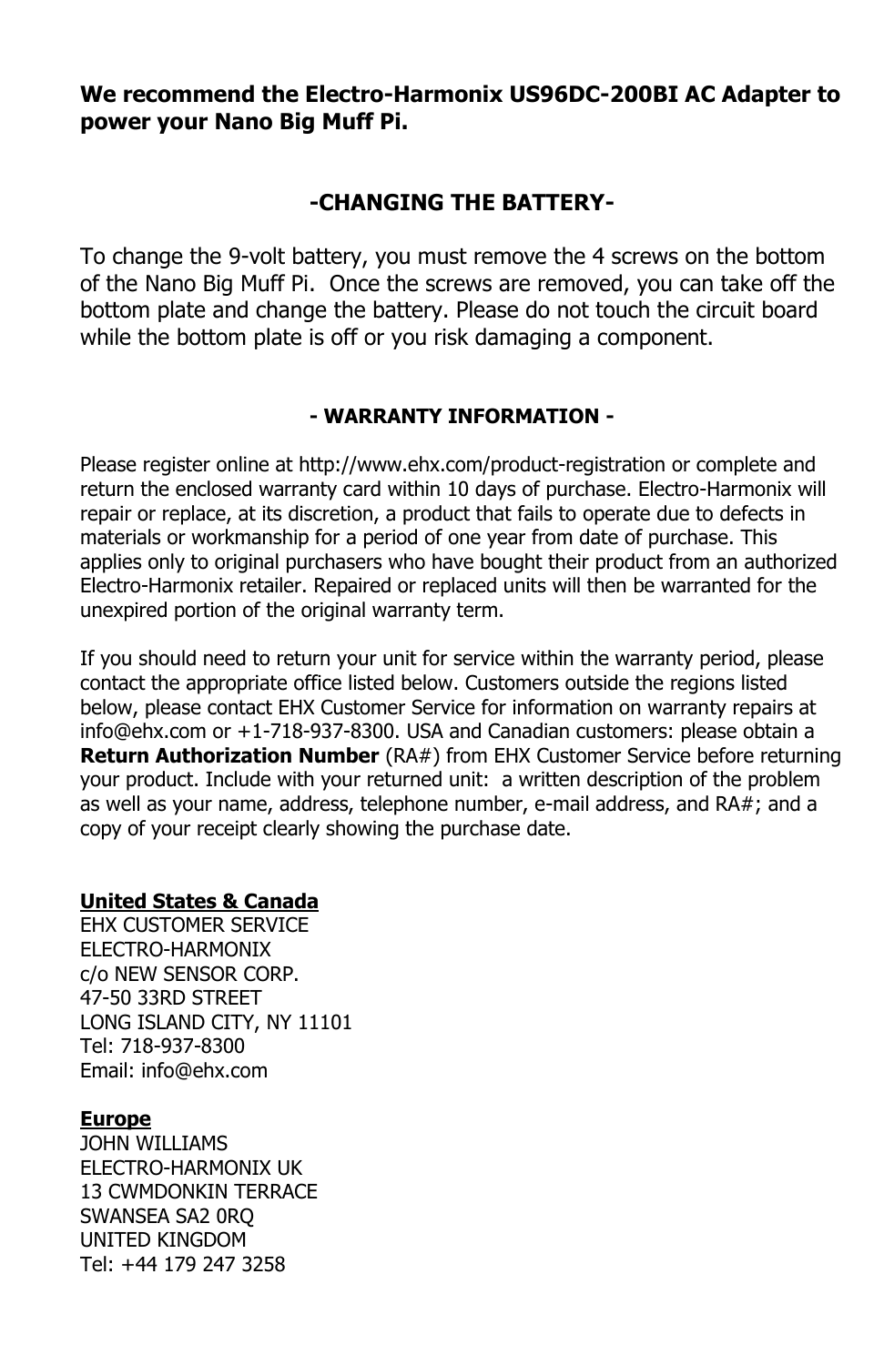**We recommend the Electro-Harmonix US96DC-200BI AC Adapter to power your Nano Big Muff Pi.**

## -CHANGING THE BATTERY-

To change the 9-volt battery, you must remove the 4 screws on the bottom of the Nano Big Muff Pi. Once the screws are removed, you can take off the bottom plate and change the battery. Please do not touch the circuit board while the bottom plate is off or you risk damaging a component.

## - WARRANTY INFORMATION -

Please register online at http://www.ehx.com/product-registration or complete and return the enclosed warranty card within 10 days of purchase. Electro-Harmonix will repair or replace, at its discretion, a product that fails to operate due to defects in materials or workmanship for a period of one year from date of purchase. This applies only to original purchasers who have bought their product from an authorized Electro-Harmonix retailer. Repaired or replaced units will then be warranted for the unexpired portion of the original warranty term.

If you should need to return your unit for service within the warranty period, please contact the appropriate office listed below. Customers outside the regions listed below, please contact EHX Customer Service for information on warranty repairs at info@ehx.com or +1-718-937-8300. USA and Canadian customers: please obtain a **Return Authorization Number** (RA#) from EHX Customer Service before returning your product. Include with your returned unit: a written description of the problem as well as your name, address, telephone number, e-mail address, and RA#; and a copy of your receipt clearly showing the purchase date.

**United States & Canada**
EHX CUSTOMER SERVICE
ELECTRO-HARMONIX
c/o NEW SENSOR CORP.
47-50 33RD STREET
LONG ISLAND CITY, NY 11101
Tel: 718-937-8300
Email: info@ehx.com

**Europe**
JOHN WILLIAMS
ELECTRO-HARMONIX UK
13 CWMDONKIN TERRACE
SWANSEA SA2 0RQ
UNITED KINGDOM
Tel: +44 179 247 3258